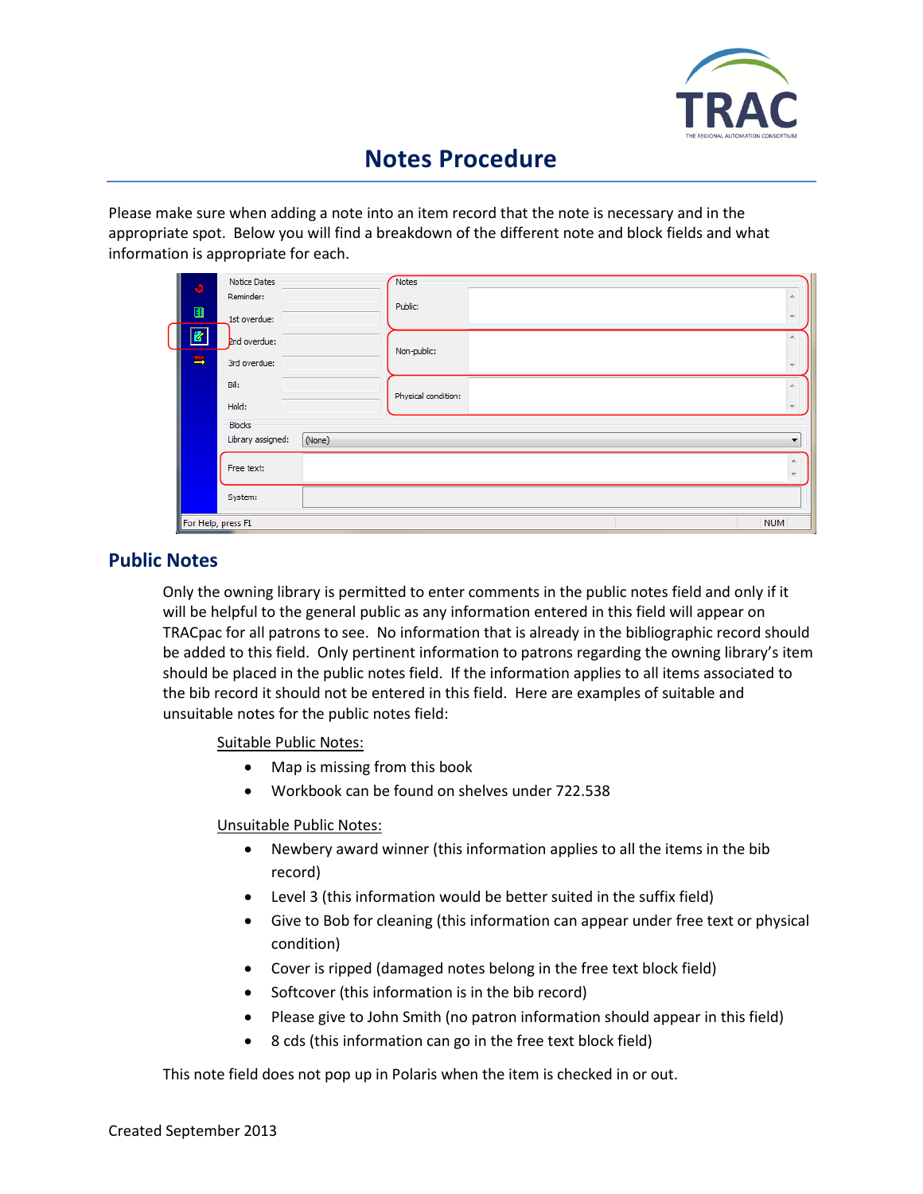# Notes Procedure

Please make sure when adding a note into an item record that the note is necessary and in the appropriate spot. Below you will find a breakdown of the different note and block fields and what information is appropriate for each.

## Public Notes

Only the owning library is permitted to enter comments in the public notes field and only if it will be helpful to the general public as any information entered in this field will appear on TRACpac for all patrons to see. No information that is already in the bibliographic record should be added to this field. Only pertinent information to patrons regarding the owning library's item should be placed in the public notes field. If the information applies to all items associated to the bib record it should not be entered in this field. Here are examples of suitable and unsuitable notes for the public notes field:

Suitable Public Notes:

- Map is missing from this book
- Workbook can be found on shelves under 722.538

Unsuitable Public Notes:

- Newbery award winner (this information applies to all the items in the bib record)
- Level 3 (this information would be better suited in the suffix field)
- Give to Bob for cleaning (this information can appear under free text or physical condition)
- Cover is ripped (damaged notes belong in the free text block field)
- Softcover (this information is in the bib record)
- Please give to John Smith (no patron information should appear in this field)
- 8 cds (this information can go in the free text block field)

This note field does not pop up in Polaris when the item is checked in or out.

Created September 2013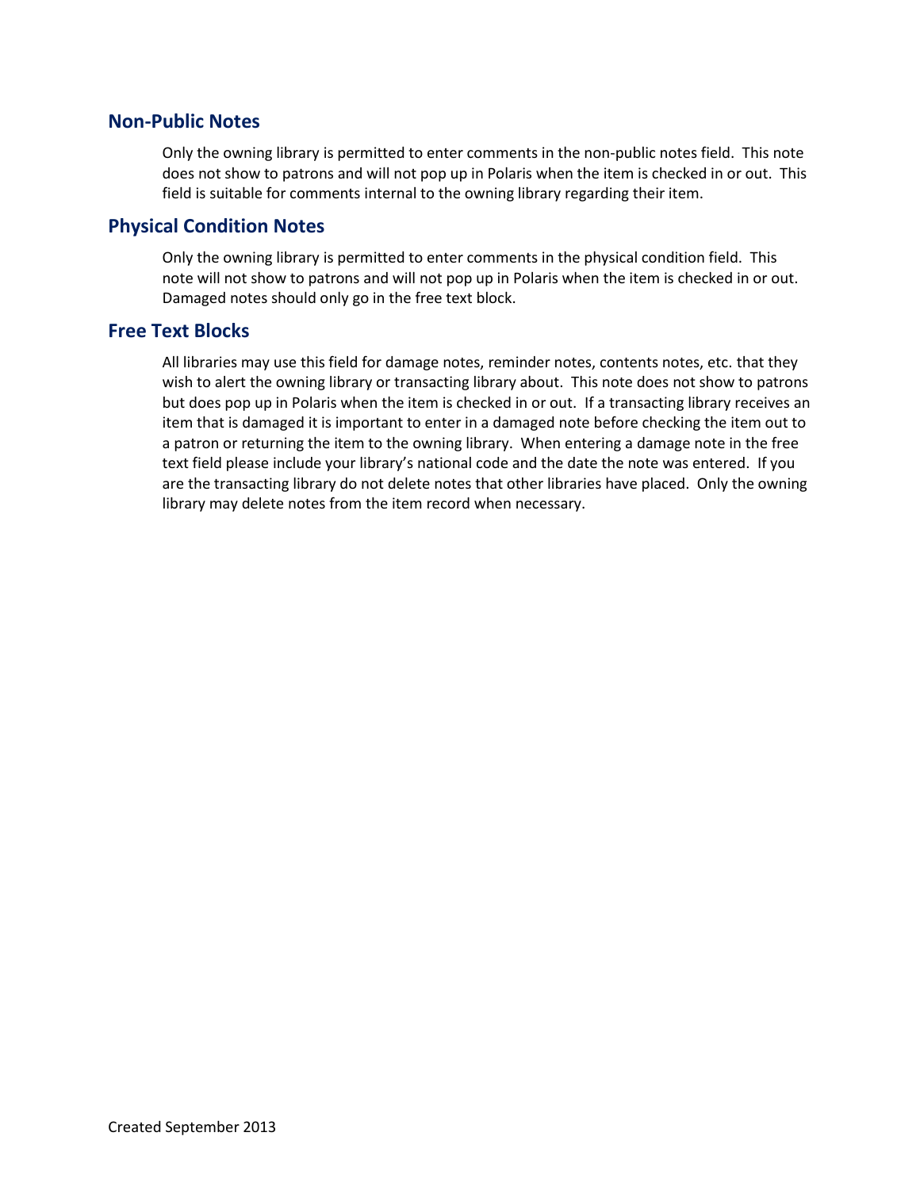## Non-Public Notes

Only the owning library is permitted to enter comments in the non-public notes field. This note does not show to patrons and will not pop up in Polaris when the item is checked in or out. This field is suitable for comments internal to the owning library regarding their item.

## Physical Condition Notes

Only the owning library is permitted to enter comments in the physical condition field. This note will not show to patrons and will not pop up in Polaris when the item is checked in or out. Damaged notes should only go in the free text block.

## Free Text Blocks

All libraries may use this field for damage notes, reminder notes, contents notes, etc. that they wish to alert the owning library or transacting library about. This note does not show to patrons but does pop up in Polaris when the item is checked in or out. If a transacting library receives an item that is damaged it is important to enter in a damaged note before checking the item out to a patron or returning the item to the owning library. When entering a damage note in the free text field please include your library's national code and the date the note was entered. If you are the transacting library do not delete notes that other libraries have placed. Only the owning library may delete notes from the item record when necessary.

Created September 2013